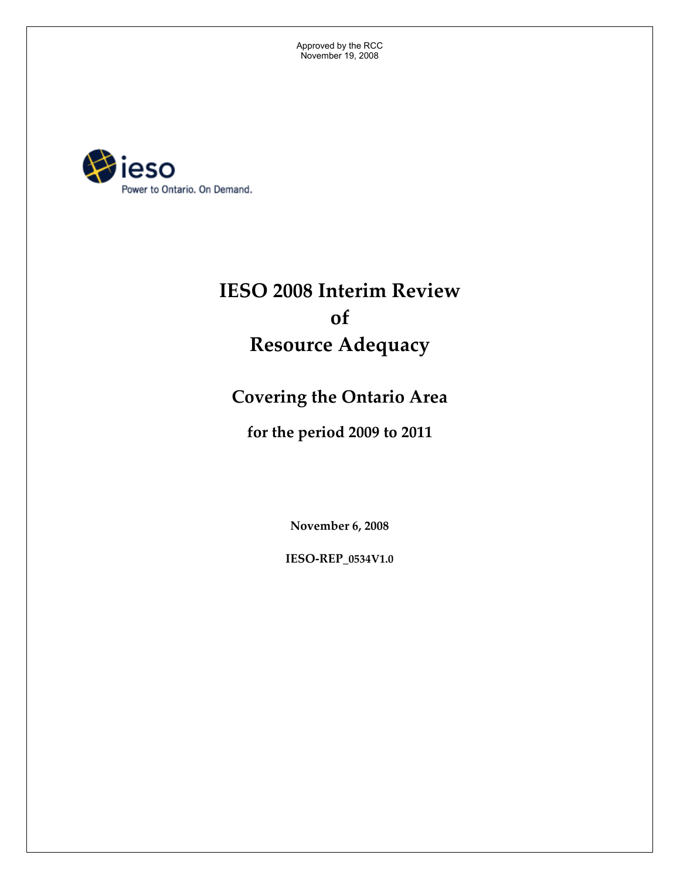Approved by the RCC
November 19, 2008

ieso
Power to Ontario. On Demand.

# IESO 2008 Interim Review of Resource Adequacy

## Covering the Ontario Area

### for the period 2009 to 2011

**November 6, 2008**

**IESO-REP_0534V1.0**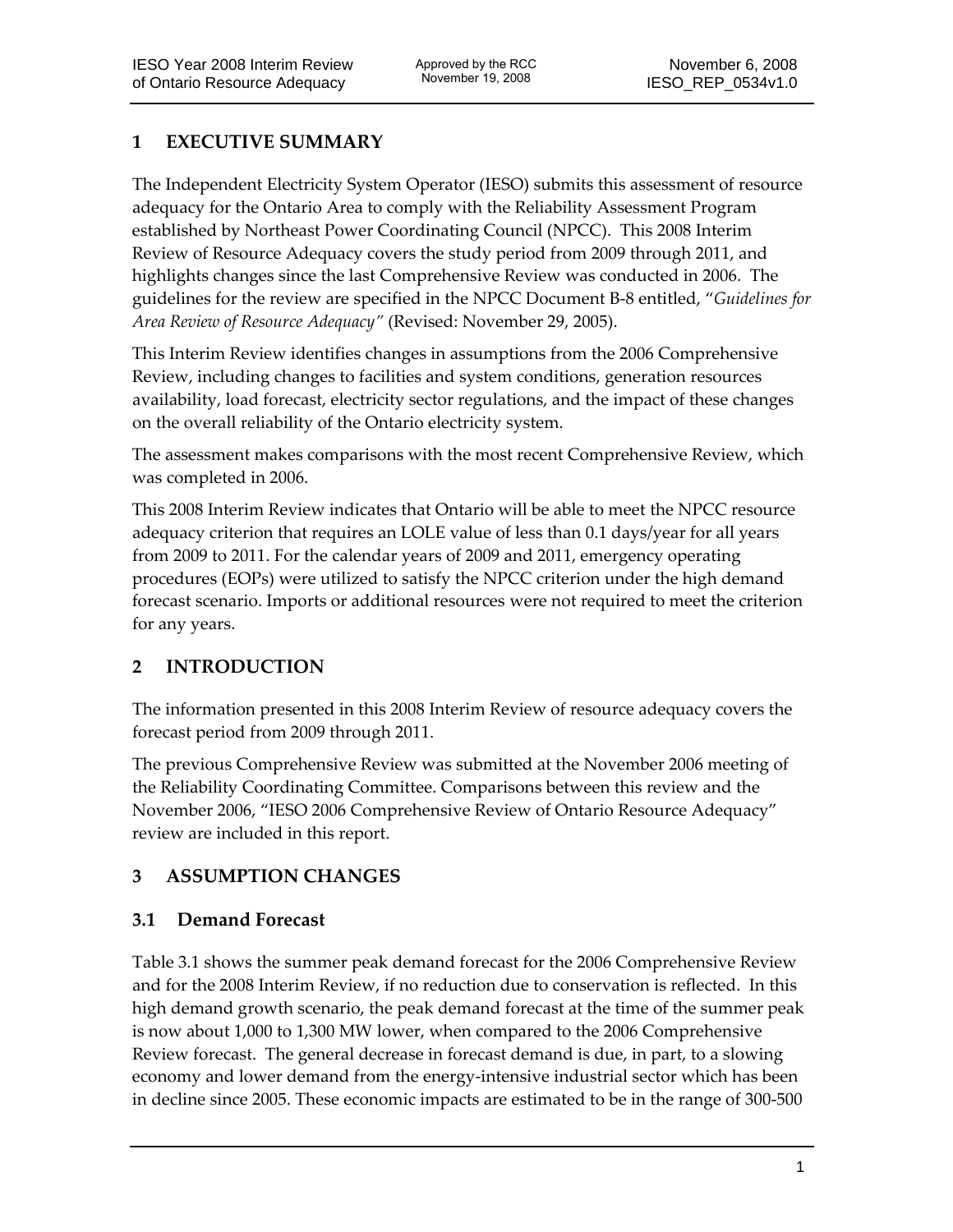# 1 EXECUTIVE SUMMARY

The Independent Electricity System Operator (IESO) submits this assessment of resource adequacy for the Ontario Area to comply with the Reliability Assessment Program established by Northeast Power Coordinating Council (NPCC). This 2008 Interim Review of Resource Adequacy covers the study period from 2009 through 2011, and highlights changes since the last Comprehensive Review was conducted in 2006. The guidelines for the review are specified in the NPCC Document B-8 entitled, "*Guidelines for Area Review of Resource Adequacy"* (Revised: November 29, 2005).

This Interim Review identifies changes in assumptions from the 2006 Comprehensive Review, including changes to facilities and system conditions, generation resources availability, load forecast, electricity sector regulations, and the impact of these changes on the overall reliability of the Ontario electricity system.

The assessment makes comparisons with the most recent Comprehensive Review, which was completed in 2006.

This 2008 Interim Review indicates that Ontario will be able to meet the NPCC resource adequacy criterion that requires an LOLE value of less than 0.1 days/year for all years from 2009 to 2011. For the calendar years of 2009 and 2011, emergency operating procedures (EOPs) were utilized to satisfy the NPCC criterion under the high demand forecast scenario. Imports or additional resources were not required to meet the criterion for any years.

# 2 INTRODUCTION

The information presented in this 2008 Interim Review of resource adequacy covers the forecast period from 2009 through 2011.

The previous Comprehensive Review was submitted at the November 2006 meeting of the Reliability Coordinating Committee. Comparisons between this review and the November 2006, "IESO 2006 Comprehensive Review of Ontario Resource Adequacy" review are included in this report.

# 3 ASSUMPTION CHANGES

## 3.1 Demand Forecast

Table 3.1 shows the summer peak demand forecast for the 2006 Comprehensive Review and for the 2008 Interim Review, if no reduction due to conservation is reflected. In this high demand growth scenario, the peak demand forecast at the time of the summer peak is now about 1,000 to 1,300 MW lower, when compared to the 2006 Comprehensive Review forecast. The general decrease in forecast demand is due, in part, to a slowing economy and lower demand from the energy-intensive industrial sector which has been in decline since 2005. These economic impacts are estimated to be in the range of 300-500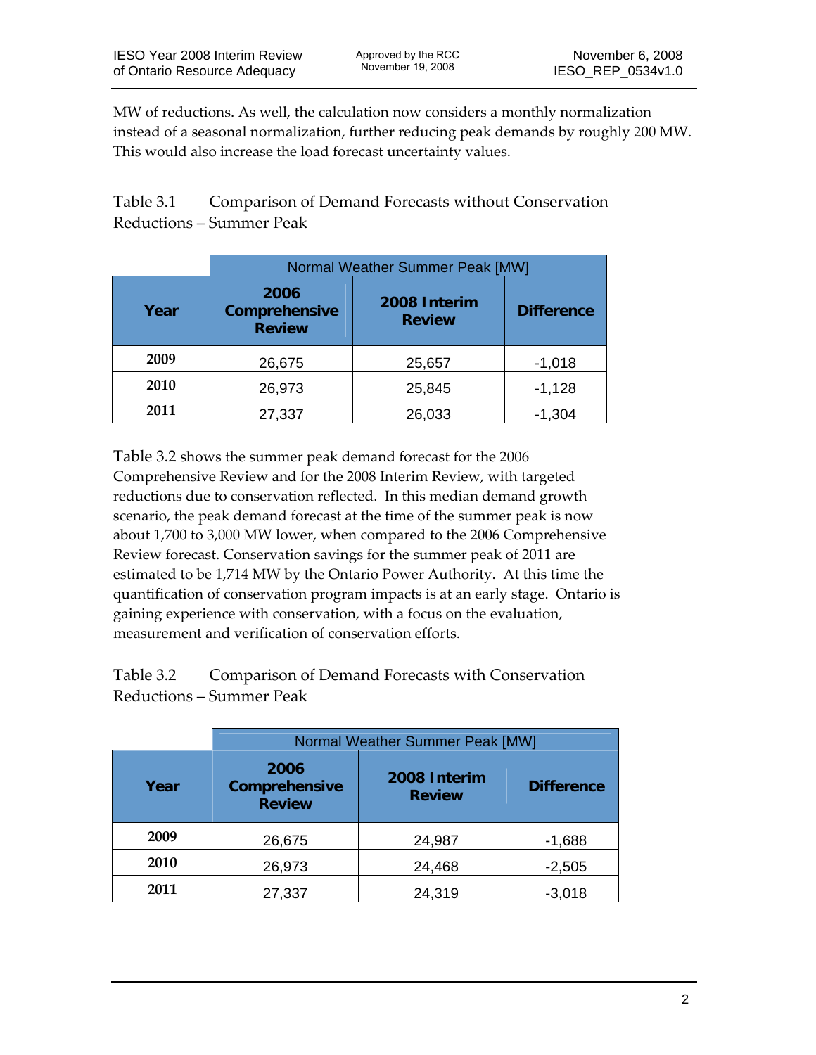MW of reductions. As well, the calculation now considers a monthly normalization instead of a seasonal normalization, further reducing peak demands by roughly 200 MW. This would also increase the load forecast uncertainty values.

Table 3.1 Comparison of Demand Forecasts without Conservation Reductions – Summer Peak

| | Normal Weather Summer Peak [MW] | | |
|---|---|---|---|
| **Year** | **2006 Comprehensive Review** | **2008 Interim Review** | **Difference** |
| **2009** | 26,675 | 25,657 | -1,018 |
| **2010** | 26,973 | 25,845 | -1,128 |
| **2011** | 27,337 | 26,033 | -1,304 |

Table 3.2 shows the summer peak demand forecast for the 2006 Comprehensive Review and for the 2008 Interim Review, with targeted reductions due to conservation reflected. In this median demand growth scenario, the peak demand forecast at the time of the summer peak is now about 1,700 to 3,000 MW lower, when compared to the 2006 Comprehensive Review forecast. Conservation savings for the summer peak of 2011 are estimated to be 1,714 MW by the Ontario Power Authority. At this time the quantification of conservation program impacts is at an early stage. Ontario is gaining experience with conservation, with a focus on the evaluation, measurement and verification of conservation efforts.

Table 3.2 Comparison of Demand Forecasts with Conservation Reductions – Summer Peak

| | Normal Weather Summer Peak [MW] | | |
|---|---|---|---|
| **Year** | **2006 Comprehensive Review** | **2008 Interim Review** | **Difference** |
| **2009** | 26,675 | 24,987 | -1,688 |
| **2010** | 26,973 | 24,468 | -2,505 |
| **2011** | 27,337 | 24,319 | -3,018 |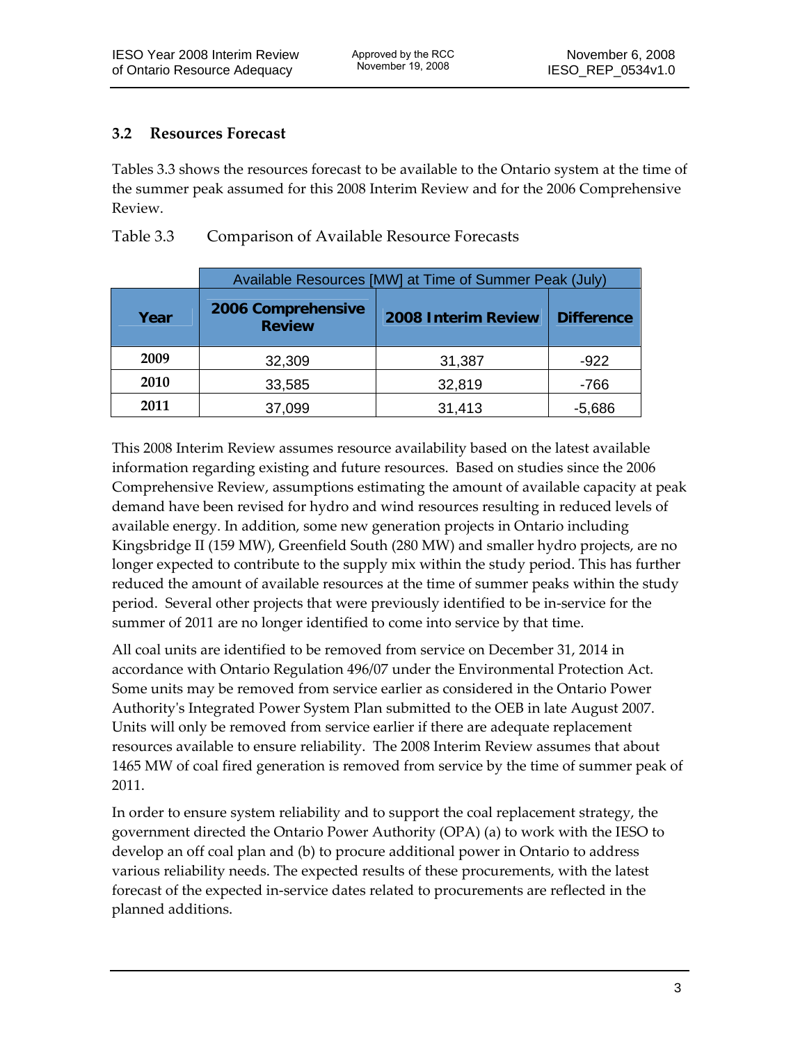### 3.2 Resources Forecast

Tables 3.3 shows the resources forecast to be available to the Ontario system at the time of the summer peak assumed for this 2008 Interim Review and for the 2006 Comprehensive Review.

Table 3.3 Comparison of Available Resource Forecasts

| | Available Resources [MW] at Time of Summer Peak (July) | | |
|---|---|---|---|
| **Year** | **2006 Comprehensive Review** | **2008 Interim Review** | **Difference** |
| **2009** | 32,309 | 31,387 | -922 |
| **2010** | 33,585 | 32,819 | -766 |
| **2011** | 37,099 | 31,413 | -5,686 |

This 2008 Interim Review assumes resource availability based on the latest available information regarding existing and future resources. Based on studies since the 2006 Comprehensive Review, assumptions estimating the amount of available capacity at peak demand have been revised for hydro and wind resources resulting in reduced levels of available energy. In addition, some new generation projects in Ontario including Kingsbridge II (159 MW), Greenfield South (280 MW) and smaller hydro projects, are no longer expected to contribute to the supply mix within the study period. This has further reduced the amount of available resources at the time of summer peaks within the study period. Several other projects that were previously identified to be in-service for the summer of 2011 are no longer identified to come into service by that time.

All coal units are identified to be removed from service on December 31, 2014 in accordance with Ontario Regulation 496/07 under the Environmental Protection Act. Some units may be removed from service earlier as considered in the Ontario Power Authority's Integrated Power System Plan submitted to the OEB in late August 2007. Units will only be removed from service earlier if there are adequate replacement resources available to ensure reliability. The 2008 Interim Review assumes that about 1465 MW of coal fired generation is removed from service by the time of summer peak of 2011.

In order to ensure system reliability and to support the coal replacement strategy, the government directed the Ontario Power Authority (OPA) (a) to work with the IESO to develop an off coal plan and (b) to procure additional power in Ontario to address various reliability needs. The expected results of these procurements, with the latest forecast of the expected in-service dates related to procurements are reflected in the planned additions.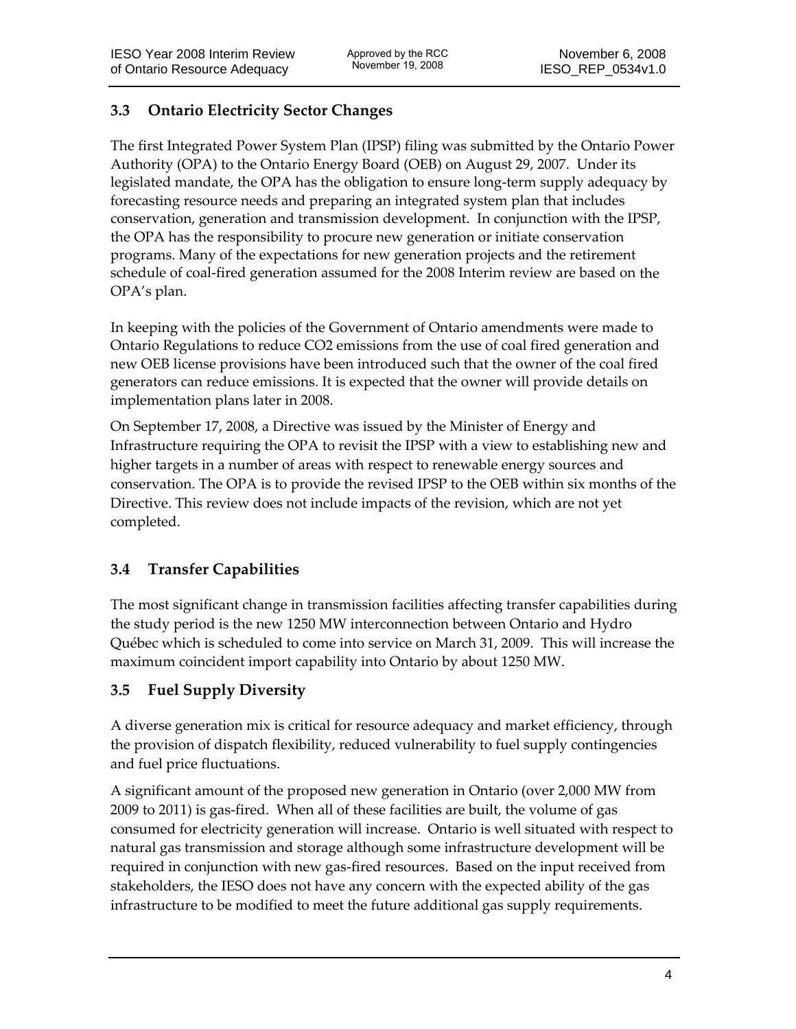### 3.3 Ontario Electricity Sector Changes

The first Integrated Power System Plan (IPSP) filing was submitted by the Ontario Power Authority (OPA) to the Ontario Energy Board (OEB) on August 29, 2007. Under its legislated mandate, the OPA has the obligation to ensure long-term supply adequacy by forecasting resource needs and preparing an integrated system plan that includes conservation, generation and transmission development. In conjunction with the IPSP, the OPA has the responsibility to procure new generation or initiate conservation programs. Many of the expectations for new generation projects and the retirement schedule of coal-fired generation assumed for the 2008 Interim review are based on the OPA's plan.

In keeping with the policies of the Government of Ontario amendments were made to Ontario Regulations to reduce $CO_2$ emissions from the use of coal fired generation and new OEB license provisions have been introduced such that the owner of the coal fired generators can reduce emissions. It is expected that the owner will provide details on implementation plans later in 2008.

On September 17, 2008, a Directive was issued by the Minister of Energy and Infrastructure requiring the OPA to revisit the IPSP with a view to establishing new and higher targets in a number of areas with respect to renewable energy sources and conservation. The OPA is to provide the revised IPSP to the OEB within six months of the Directive. This review does not include impacts of the revision, which are not yet completed.

### 3.4 Transfer Capabilities

The most significant change in transmission facilities affecting transfer capabilities during the study period is the new 1250 MW interconnection between Ontario and Hydro Québec which is scheduled to come into service on March 31, 2009. This will increase the maximum coincident import capability into Ontario by about 1250 MW.

### 3.5 Fuel Supply Diversity

A diverse generation mix is critical for resource adequacy and market efficiency, through the provision of dispatch flexibility, reduced vulnerability to fuel supply contingencies and fuel price fluctuations.

A significant amount of the proposed new generation in Ontario (over 2,000 MW from 2009 to 2011) is gas-fired. When all of these facilities are built, the volume of gas consumed for electricity generation will increase. Ontario is well situated with respect to natural gas transmission and storage although some infrastructure development will be required in conjunction with new gas-fired resources. Based on the input received from stakeholders, the IESO does not have any concern with the expected ability of the gas infrastructure to be modified to meet the future additional gas supply requirements.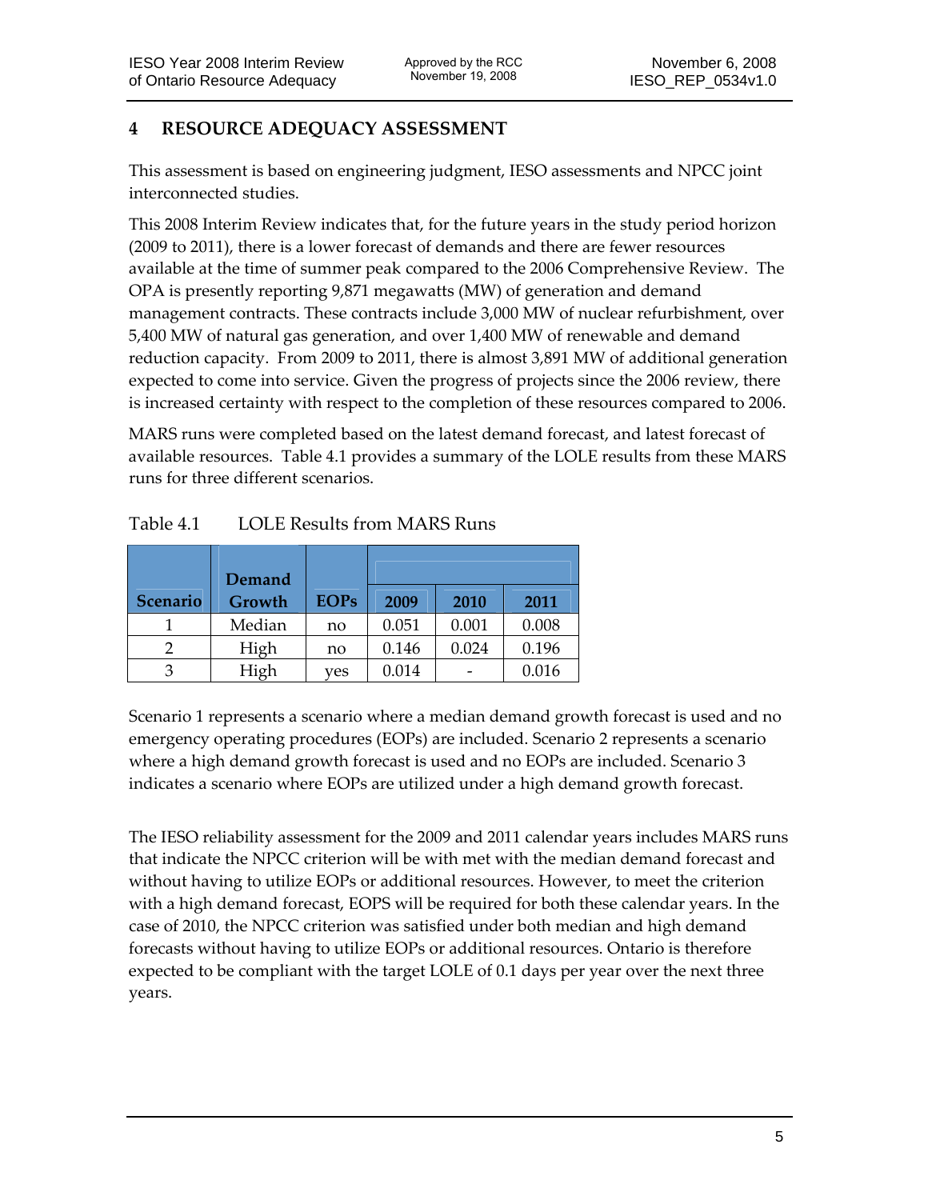# 4 RESOURCE ADEQUACY ASSESSMENT

This assessment is based on engineering judgment, IESO assessments and NPCC joint interconnected studies.

This 2008 Interim Review indicates that, for the future years in the study period horizon (2009 to 2011), there is a lower forecast of demands and there are fewer resources available at the time of summer peak compared to the 2006 Comprehensive Review. The OPA is presently reporting 9,871 megawatts (MW) of generation and demand management contracts. These contracts include 3,000 MW of nuclear refurbishment, over 5,400 MW of natural gas generation, and over 1,400 MW of renewable and demand reduction capacity. From 2009 to 2011, there is almost 3,891 MW of additional generation expected to come into service. Given the progress of projects since the 2006 review, there is increased certainty with respect to the completion of these resources compared to 2006.

MARS runs were completed based on the latest demand forecast, and latest forecast of available resources. Table 4.1 provides a summary of the LOLE results from these MARS runs for three different scenarios.

Table 4.1 LOLE Results from MARS Runs

| Scenario | Demand Growth | EOPs | 2009 | 2010 | 2011 |
|---|---|---|---|---|---|
| 1 | Median | no | 0.051 | 0.001 | 0.008 |
| 2 | High | no | 0.146 | 0.024 | 0.196 |
| 3 | High | yes | 0.014 | - | 0.016 |

Scenario 1 represents a scenario where a median demand growth forecast is used and no emergency operating procedures (EOPs) are included. Scenario 2 represents a scenario where a high demand growth forecast is used and no EOPs are included. Scenario 3 indicates a scenario where EOPs are utilized under a high demand growth forecast.

The IESO reliability assessment for the 2009 and 2011 calendar years includes MARS runs that indicate the NPCC criterion will be with met with the median demand forecast and without having to utilize EOPs or additional resources. However, to meet the criterion with a high demand forecast, EOPS will be required for both these calendar years. In the case of 2010, the NPCC criterion was satisfied under both median and high demand forecasts without having to utilize EOPs or additional resources. Ontario is therefore expected to be compliant with the target LOLE of 0.1 days per year over the next three years.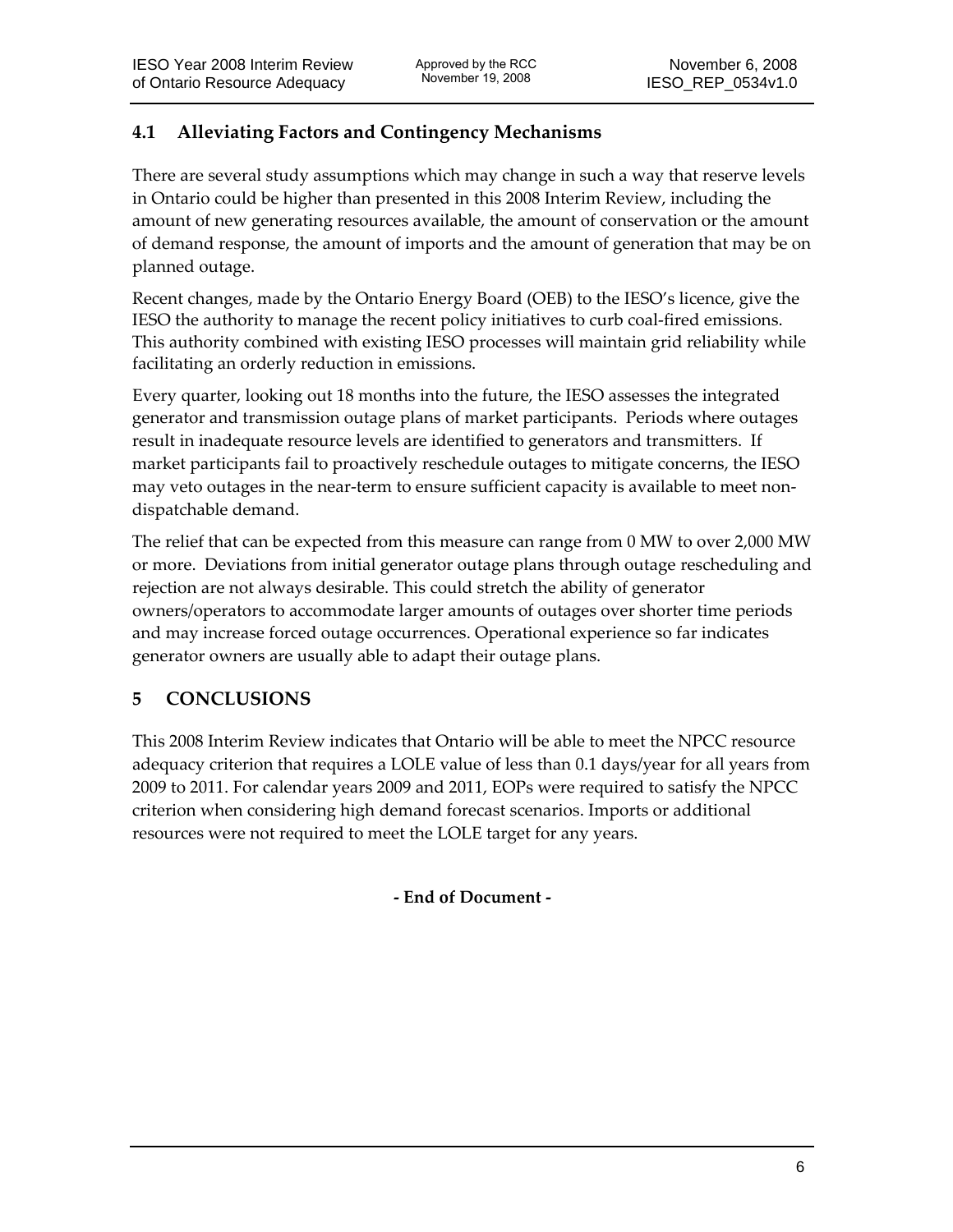## 4.1 Alleviating Factors and Contingency Mechanisms

There are several study assumptions which may change in such a way that reserve levels in Ontario could be higher than presented in this 2008 Interim Review, including the amount of new generating resources available, the amount of conservation or the amount of demand response, the amount of imports and the amount of generation that may be on planned outage.

Recent changes, made by the Ontario Energy Board (OEB) to the IESO's licence, give the IESO the authority to manage the recent policy initiatives to curb coal-fired emissions. This authority combined with existing IESO processes will maintain grid reliability while facilitating an orderly reduction in emissions.

Every quarter, looking out 18 months into the future, the IESO assesses the integrated generator and transmission outage plans of market participants. Periods where outages result in inadequate resource levels are identified to generators and transmitters. If market participants fail to proactively reschedule outages to mitigate concerns, the IESO may veto outages in the near-term to ensure sufficient capacity is available to meet non-dispatchable demand.

The relief that can be expected from this measure can range from 0 MW to over 2,000 MW or more. Deviations from initial generator outage plans through outage rescheduling and rejection are not always desirable. This could stretch the ability of generator owners/operators to accommodate larger amounts of outages over shorter time periods and may increase forced outage occurrences. Operational experience so far indicates generator owners are usually able to adapt their outage plans.

# 5 CONCLUSIONS

This 2008 Interim Review indicates that Ontario will be able to meet the NPCC resource adequacy criterion that requires a LOLE value of less than 0.1 days/year for all years from 2009 to 2011. For calendar years 2009 and 2011, EOPs were required to satisfy the NPCC criterion when considering high demand forecast scenarios. Imports or additional resources were not required to meet the LOLE target for any years.

**- End of Document -**